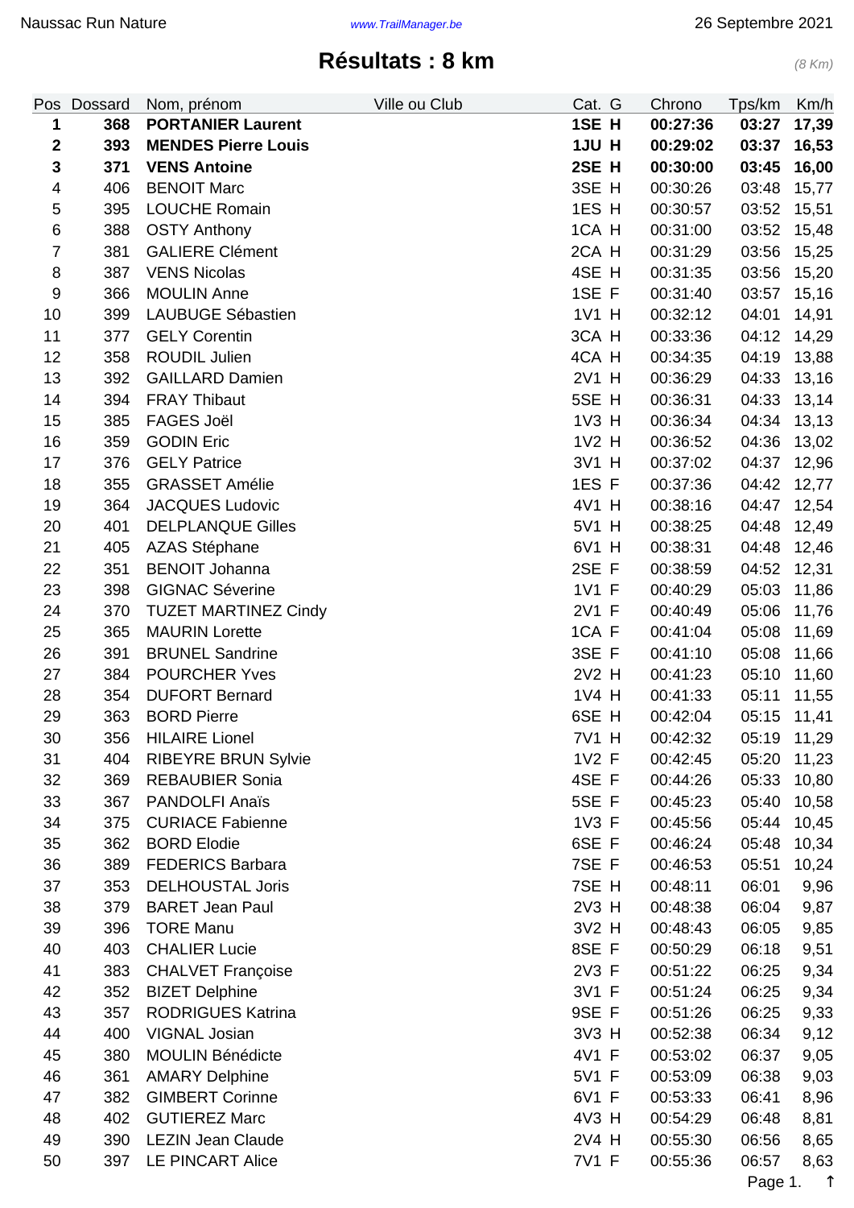Naussac Run Nature — www.TrailManager.be — 26 Septembre 2021

# Résultats : 8 km

*(8 Km)*

| Pos | Dossard | Nom, prénom | Ville ou Club | Cat. | G | Chrono | Tps/km | Km/h |
|---|---|---|---|---|---|---|---|---|
| **1** | **368** | **PORTANIER Laurent** | | **1SE** | **H** | **00:27:36** | **03:27** | **17,39** |
| **2** | **393** | **MENDES Pierre Louis** | | **1JU** | **H** | **00:29:02** | **03:37** | **16,53** |
| **3** | **371** | **VENS Antoine** | | **2SE** | **H** | **00:30:00** | **03:45** | **16,00** |
| 4 | 406 | BENOIT Marc | | 3SE | H | 00:30:26 | 03:48 | 15,77 |
| 5 | 395 | LOUCHE Romain | | 1ES | H | 00:30:57 | 03:52 | 15,51 |
| 6 | 388 | OSTY Anthony | | 1CA | H | 00:31:00 | 03:52 | 15,48 |
| 7 | 381 | GALIERE Clément | | 2CA | H | 00:31:29 | 03:56 | 15,25 |
| 8 | 387 | VENS Nicolas | | 4SE | H | 00:31:35 | 03:56 | 15,20 |
| 9 | 366 | MOULIN Anne | | 1SE | F | 00:31:40 | 03:57 | 15,16 |
| 10 | 399 | LAUBUGE Sébastien | | 1V1 | H | 00:32:12 | 04:01 | 14,91 |
| 11 | 377 | GELY Corentin | | 3CA | H | 00:33:36 | 04:12 | 14,29 |
| 12 | 358 | ROUDIL Julien | | 4CA | H | 00:34:35 | 04:19 | 13,88 |
| 13 | 392 | GAILLARD Damien | | 2V1 | H | 00:36:29 | 04:33 | 13,16 |
| 14 | 394 | FRAY Thibaut | | 5SE | H | 00:36:31 | 04:33 | 13,14 |
| 15 | 385 | FAGES Joël | | 1V3 | H | 00:36:34 | 04:34 | 13,13 |
| 16 | 359 | GODIN Eric | | 1V2 | H | 00:36:52 | 04:36 | 13,02 |
| 17 | 376 | GELY Patrice | | 3V1 | H | 00:37:02 | 04:37 | 12,96 |
| 18 | 355 | GRASSET Amélie | | 1ES | F | 00:37:36 | 04:42 | 12,77 |
| 19 | 364 | JACQUES Ludovic | | 4V1 | H | 00:38:16 | 04:47 | 12,54 |
| 20 | 401 | DELPLANQUE Gilles | | 5V1 | H | 00:38:25 | 04:48 | 12,49 |
| 21 | 405 | AZAS Stéphane | | 6V1 | H | 00:38:31 | 04:48 | 12,46 |
| 22 | 351 | BENOIT Johanna | | 2SE | F | 00:38:59 | 04:52 | 12,31 |
| 23 | 398 | GIGNAC Séverine | | 1V1 | F | 00:40:29 | 05:03 | 11,86 |
| 24 | 370 | TUZET MARTINEZ Cindy | | 2V1 | F | 00:40:49 | 05:06 | 11,76 |
| 25 | 365 | MAURIN Lorette | | 1CA | F | 00:41:04 | 05:08 | 11,69 |
| 26 | 391 | BRUNEL Sandrine | | 3SE | F | 00:41:10 | 05:08 | 11,66 |
| 27 | 384 | POURCHER Yves | | 2V2 | H | 00:41:23 | 05:10 | 11,60 |
| 28 | 354 | DUFORT Bernard | | 1V4 | H | 00:41:33 | 05:11 | 11,55 |
| 29 | 363 | BORD Pierre | | 6SE | H | 00:42:04 | 05:15 | 11,41 |
| 30 | 356 | HILAIRE Lionel | | 7V1 | H | 00:42:32 | 05:19 | 11,29 |
| 31 | 404 | RIBEYRE BRUN Sylvie | | 1V2 | F | 00:42:45 | 05:20 | 11,23 |
| 32 | 369 | REBAUBIER Sonia | | 4SE | F | 00:44:26 | 05:33 | 10,80 |
| 33 | 367 | PANDOLFI Anaïs | | 5SE | F | 00:45:23 | 05:40 | 10,58 |
| 34 | 375 | CURIACE Fabienne | | 1V3 | F | 00:45:56 | 05:44 | 10,45 |
| 35 | 362 | BORD Elodie | | 6SE | F | 00:46:24 | 05:48 | 10,34 |
| 36 | 389 | FEDERICS Barbara | | 7SE | F | 00:46:53 | 05:51 | 10,24 |
| 37 | 353 | DELHOUSTAL Joris | | 7SE | H | 00:48:11 | 06:01 | 9,96 |
| 38 | 379 | BARET Jean Paul | | 2V3 | H | 00:48:38 | 06:04 | 9,87 |
| 39 | 396 | TORE Manu | | 3V2 | H | 00:48:43 | 06:05 | 9,85 |
| 40 | 403 | CHALIER Lucie | | 8SE | F | 00:50:29 | 06:18 | 9,51 |
| 41 | 383 | CHALVET Françoise | | 2V3 | F | 00:51:22 | 06:25 | 9,34 |
| 42 | 352 | BIZET Delphine | | 3V1 | F | 00:51:24 | 06:25 | 9,34 |
| 43 | 357 | RODRIGUES Katrina | | 9SE | F | 00:51:26 | 06:25 | 9,33 |
| 44 | 400 | VIGNAL Josian | | 3V3 | H | 00:52:38 | 06:34 | 9,12 |
| 45 | 380 | MOULIN Bénédicte | | 4V1 | F | 00:53:02 | 06:37 | 9,05 |
| 46 | 361 | AMARY Delphine | | 5V1 | F | 00:53:09 | 06:38 | 9,03 |
| 47 | 382 | GIMBERT Corinne | | 6V1 | F | 00:53:33 | 06:41 | 8,96 |
| 48 | 402 | GUTIEREZ Marc | | 4V3 | H | 00:54:29 | 06:48 | 8,81 |
| 49 | 390 | LEZIN Jean Claude | | 2V4 | H | 00:55:30 | 06:56 | 8,65 |
| 50 | 397 | LE PINCART Alice | | 7V1 | F | 00:55:36 | 06:57 | 8,63 |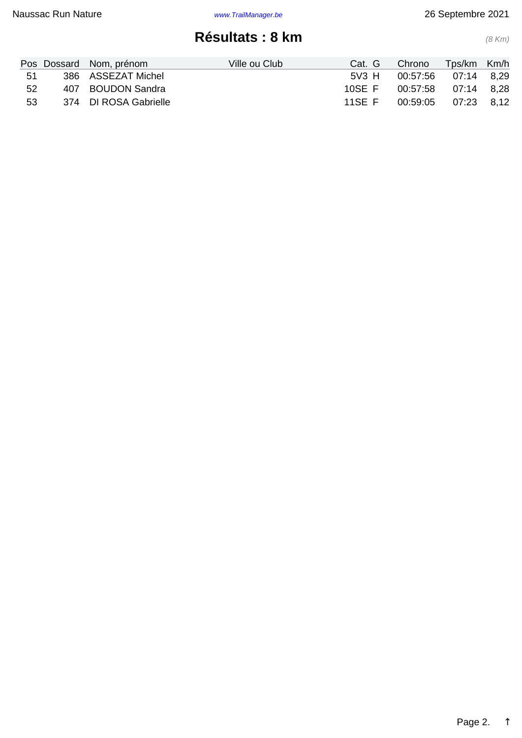# Résultats : 8 km

*(8 Km)*

| Pos | Dossard | Nom, prénom | Ville ou Club | Cat. | G | Chrono | Tps/km | Km/h |
|---|---|---|---|---|---|---|---|---|
| 51 | 386 | ASSEZAT Michel | | 5V3 | H | 00:57:56 | 07:14 | 8,29 |
| 52 | 407 | BOUDON Sandra | | 10SE | F | 00:57:58 | 07:14 | 8,28 |
| 53 | 374 | DI ROSA Gabrielle | | 11SE | F | 00:59:05 | 07:23 | 8,12 |